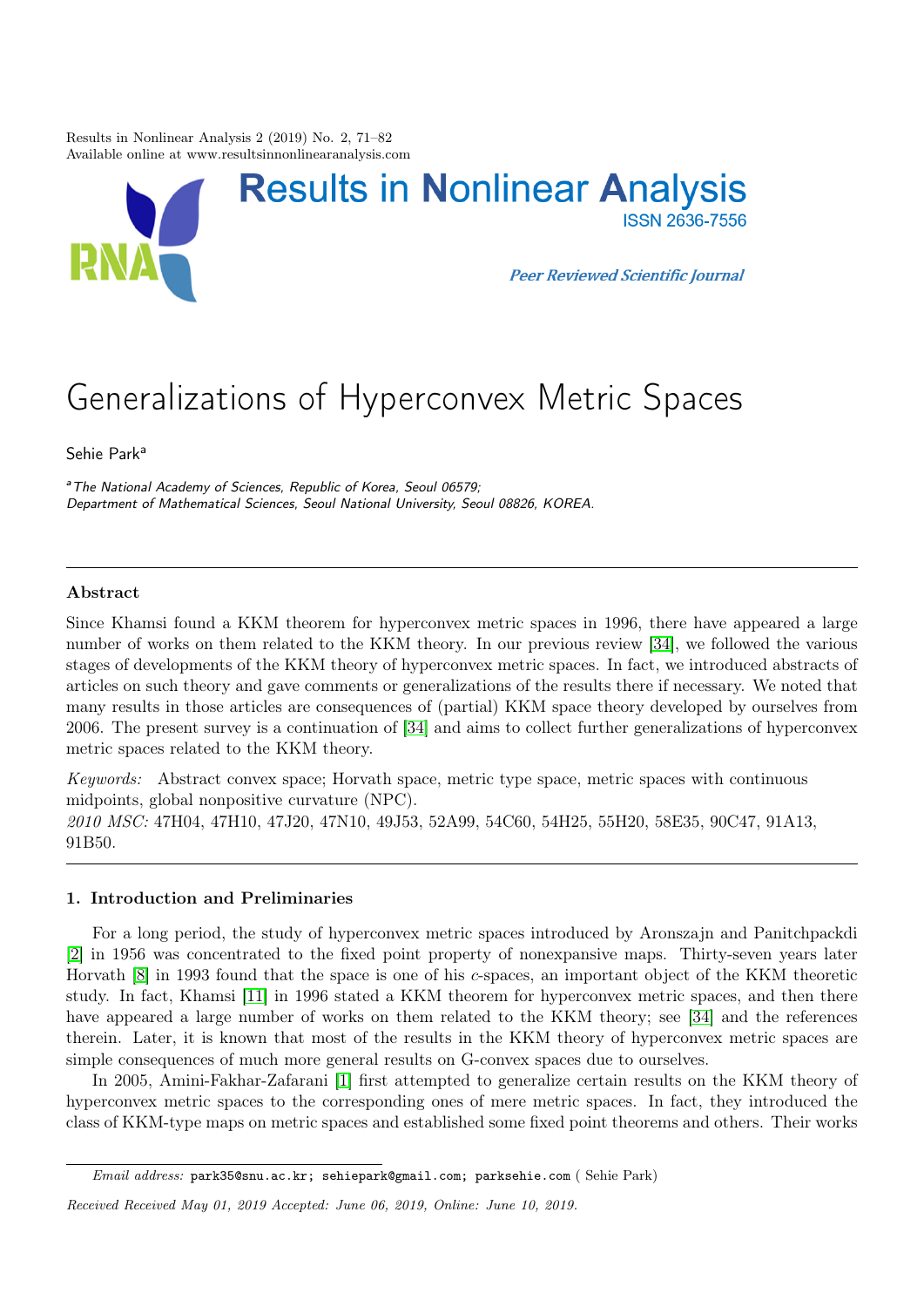# Generalizations of Hyperconvex Metric Spaces

Sehie Park[a]

[a] *The National Academy of Sciences, Republic of Korea, Seoul 06579; Department of Mathematical Sciences, Seoul National University, Seoul 08826, KOREA.*

### Abstract

Since Khamsi found a KKM theorem for hyperconvex metric spaces in 1996, there have appeared a large number of works on them related to the KKM theory. In our previous review [34], we followed the various stages of developments of the KKM theory of hyperconvex metric spaces. In fact, we introduced abstracts of articles on such theory and gave comments or generalizations of the results there if necessary. We noted that many results in those articles are consequences of (partial) KKM space theory developed by ourselves from 2006. The present survey is a continuation of [34] and aims to collect further generalizations of hyperconvex metric spaces related to the KKM theory.

*Keywords:* Abstract convex space; Horvath space, metric type space, metric spaces with continuous midpoints, global nonpositive curvature (NPC).

*2010 MSC:* 47H04, 47H10, 47J20, 47N10, 49J53, 52A99, 54C60, 54H25, 55H20, 58E35, 90C47, 91A13, 91B50.

## 1. Introduction and Preliminaries

For a long period, the study of hyperconvex metric spaces introduced by Aronszajn and Panitchpackdi [2] in 1956 was concentrated to the fixed point property of nonexpansive maps. Thirty-seven years later Horvath [8] in 1993 found that the space is one of his *c*-spaces, an important object of the KKM theoretic study. In fact, Khamsi [11] in 1996 stated a KKM theorem for hyperconvex metric spaces, and then there have appeared a large number of works on them related to the KKM theory; see [34] and the references therein. Later, it is known that most of the results in the KKM theory of hyperconvex metric spaces are simple consequences of much more general results on G-convex spaces due to ourselves.

In 2005, Amini-Fakhar-Zafarani [1] first attempted to generalize certain results on the KKM theory of hyperconvex metric spaces to the corresponding ones of mere metric spaces. In fact, they introduced the class of KKM-type maps on metric spaces and established some fixed point theorems and others. Their works

*Email address:* park35@snu.ac.kr; sehiepark@gmail.com; parksehie.com ( Sehie Park)

*Received Received May 01, 2019 Accepted: June 06, 2019, Online: June 10, 2019.*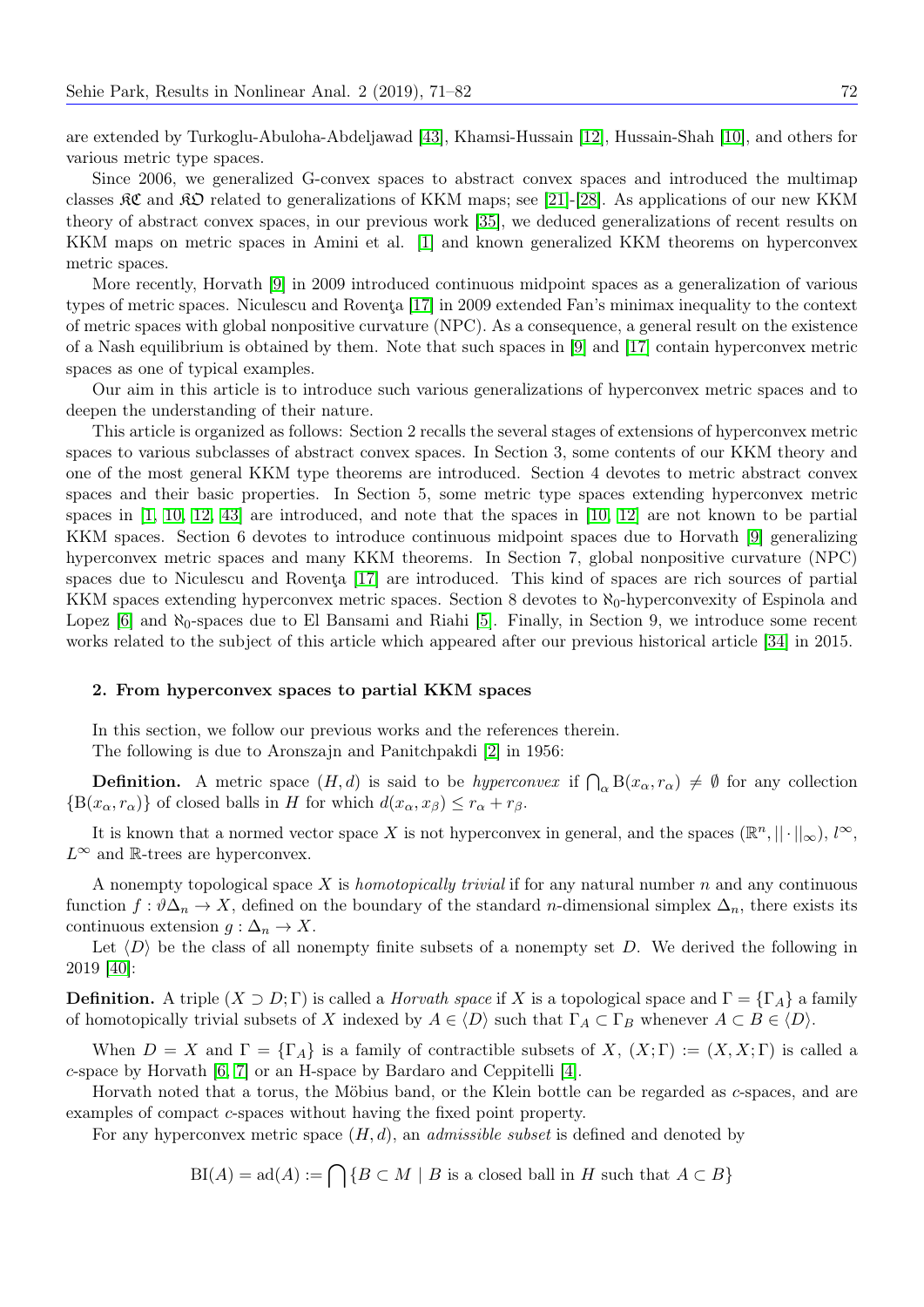are extended by Turkoglu-Abuloha-Abdeljawad [43], Khamsi-Hussain [12], Hussain-Shah [10], and others for various metric type spaces.

Since 2006, we generalized G-convex spaces to abstract convex spaces and introduced the multimap classes $\mathfrak{KC}$ and $\mathfrak{KO}$ related to generalizations of KKM maps; see [21]-[28]. As applications of our new KKM theory of abstract convex spaces, in our previous work [35], we deduced generalizations of recent results on KKM maps on metric spaces in Amini et al. [1] and known generalized KKM theorems on hyperconvex metric spaces.

More recently, Horvath [9] in 2009 introduced continuous midpoint spaces as a generalization of various types of metric spaces. Niculescu and Roventa [17] in 2009 extended Fan's minimax inequality to the context of metric spaces with global nonpositive curvature (NPC). As a consequence, a general result on the existence of a Nash equilibrium is obtained by them. Note that such spaces in [9] and [17] contain hyperconvex metric spaces as one of typical examples.

Our aim in this article is to introduce such various generalizations of hyperconvex metric spaces and to deepen the understanding of their nature.

This article is organized as follows: Section 2 recalls the several stages of extensions of hyperconvex metric spaces to various subclasses of abstract convex spaces. In Section 3, some contents of our KKM theory and one of the most general KKM type theorems are introduced. Section 4 devotes to metric abstract convex spaces and their basic properties. In Section 5, some metric type spaces extending hyperconvex metric spaces in [1, 10, 12, 43] are introduced, and note that the spaces in [10, 12] are not known to be partial KKM spaces. Section 6 devotes to introduce continuous midpoint spaces due to Horvath [9] generalizing hyperconvex metric spaces and many KKM theorems. In Section 7, global nonpositive curvature (NPC) spaces due to Niculescu and Roventa [17] are introduced. This kind of spaces are rich sources of partial KKM spaces extending hyperconvex metric spaces. Section 8 devotes to $\aleph_0$-hyperconvexity of Espinola and Lopez [6] and $\aleph_0$-spaces due to El Bansami and Riahi [5]. Finally, in Section 9, we introduce some recent works related to the subject of this article which appeared after our previous historical article [34] in 2015.

## 2. From hyperconvex spaces to partial KKM spaces

In this section, we follow our previous works and the references therein.

The following is due to Aronszajn and Panitchpakdi [2] in 1956:

**Definition.** A metric space $(H, d)$ is said to be *hyperconvex* if $\bigcap_\alpha \mathrm{B}(x_\alpha, r_\alpha) \neq \emptyset$ for any collection $\{\mathrm{B}(x_\alpha, r_\alpha)\}$ of closed balls in $H$ for which $d(x_\alpha, x_\beta) \leq r_\alpha + r_\beta$.

It is known that a normed vector space $X$ is not hyperconvex in general, and the spaces $(\mathbb{R}^n, ||\cdot||_\infty)$, $l^\infty$, $L^\infty$ and $\mathbb{R}$-trees are hyperconvex.

A nonempty topological space $X$ is *homotopically trivial* if for any natural number $n$ and any continuous function $f : \vartheta\Delta_n \to X$, defined on the boundary of the standard $n$-dimensional simplex $\Delta_n$, there exists its continuous extension $g : \Delta_n \to X$.

Let $\langle D\rangle$ be the class of all nonempty finite subsets of a nonempty set $D$. We derived the following in 2019 [40]:

**Definition.** A triple $(X \supset D; \Gamma)$ is called a *Horvath space* if $X$ is a topological space and $\Gamma = \{\Gamma_A\}$ a family of homotopically trivial subsets of $X$ indexed by $A \in \langle D\rangle$ such that $\Gamma_A \subset \Gamma_B$ whenever $A \subset B \in \langle D\rangle$.

When $D = X$ and $\Gamma = \{\Gamma_A\}$ is a family of contractible subsets of $X$, $(X; \Gamma) := (X, X; \Gamma)$ is called a $c$-space by Horvath [6, 7] or an H-space by Bardaro and Ceppitelli [4].

Horvath noted that a torus, the Möbius band, or the Klein bottle can be regarded as $c$-spaces, and are examples of compact $c$-spaces without having the fixed point property.

For any hyperconvex metric space $(H, d)$, an *admissible subset* is defined and denoted by

$$\mathrm{BI}(A) = \mathrm{ad}(A) := \bigcap\{B \subset M \mid B \text{ is a closed ball in } H \text{ such that } A \subset B\}$$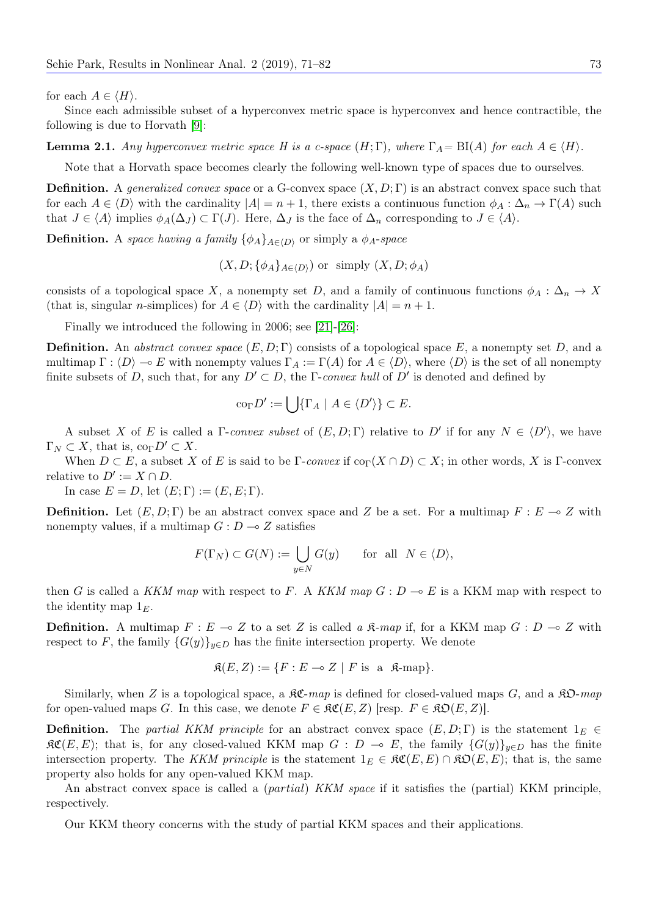for each $A \in \langle H \rangle$.

Since each admissible subset of a hyperconvex metric space is hyperconvex and hence contractible, the following is due to Horvath [9]:

**Lemma 2.1.** *Any hyperconvex metric space $H$ is a c-space $(H;\Gamma)$, where $\Gamma_A = \mathrm{BI}(A)$ for each $A \in \langle H \rangle$.*

Note that a Horvath space becomes clearly the following well-known type of spaces due to ourselves.

**Definition.** A *generalized convex space* or a G-convex space $(X, D; \Gamma)$ is an abstract convex space such that for each $A \in \langle D \rangle$ with the cardinality $|A| = n+1$, there exists a continuous function $\phi_A : \Delta_n \to \Gamma(A)$ such that $J \in \langle A \rangle$ implies $\phi_A(\Delta_J) \subset \Gamma(J)$. Here, $\Delta_J$ is the face of $\Delta_n$ corresponding to $J \in \langle A \rangle$.

**Definition.** A *space having a family* $\{\phi_A\}_{A \in \langle D \rangle}$ or simply a *$\phi_A$-space*

$$(X, D; \{\phi_A\}_{A \in \langle D \rangle}) \text{ or simply } (X, D; \phi_A)$$

consists of a topological space $X$, a nonempty set $D$, and a family of continuous functions $\phi_A : \Delta_n \to X$ (that is, singular $n$-simplices) for $A \in \langle D \rangle$ with the cardinality $|A| = n+1$.

Finally we introduced the following in 2006; see [21]-[26]:

**Definition.** An *abstract convex space* $(E, D; \Gamma)$ consists of a topological space $E$, a nonempty set $D$, and a multimap $\Gamma : \langle D \rangle \multimap E$ with nonempty values $\Gamma_A := \Gamma(A)$ for $A \in \langle D \rangle$, where $\langle D \rangle$ is the set of all nonempty finite subsets of $D$, such that, for any $D' \subset D$, the *$\Gamma$-convex hull* of $D'$ is denoted and defined by

$$\mathrm{co}_\Gamma D' := \bigcup \{\Gamma_A \mid A \in \langle D' \rangle\} \subset E.$$

A subset $X$ of $E$ is called a *$\Gamma$-convex subset* of $(E, D; \Gamma)$ relative to $D'$ if for any $N \in \langle D' \rangle$, we have $\Gamma_N \subset X$, that is, $\mathrm{co}_\Gamma D' \subset X$.

When $D \subset E$, a subset $X$ of $E$ is said to be *$\Gamma$-convex* if $\mathrm{co}_\Gamma(X \cap D) \subset X$; in other words, $X$ is $\Gamma$-convex relative to $D' := X \cap D$.

In case $E = D$, let $(E;\Gamma) := (E, E; \Gamma)$.

**Definition.** Let $(E, D; \Gamma)$ be an abstract convex space and $Z$ be a set. For a multimap $F : E \multimap Z$ with nonempty values, if a multimap $G : D \multimap Z$ satisfies

$$F(\Gamma_N) \subset G(N) := \bigcup_{y \in N} G(y) \qquad \text{for all } N \in \langle D \rangle,$$

then $G$ is called a *KKM map* with respect to $F$. A *KKM map* $G : D \multimap E$ is a KKM map with respect to the identity map $1_E$.

**Definition.** A multimap $F : E \multimap Z$ to a set $Z$ is called *a $\mathfrak{K}$-map* if, for a KKM map $G : D \multimap Z$ with respect to $F$, the family $\{G(y)\}_{y \in D}$ has the finite intersection property. We denote

$$\mathfrak{K}(E, Z) := \{F : E \multimap Z \mid F \text{ is a } \mathfrak{K}\text{-map}\}.$$

Similarly, when $Z$ is a topological space, a *$\mathfrak{KC}$-map* is defined for closed-valued maps $G$, and a *$\mathfrak{KO}$-map* for open-valued maps $G$. In this case, we denote $F \in \mathfrak{KC}(E, Z)$ [resp. $F \in \mathfrak{KO}(E, Z)$].

**Definition.** The *partial KKM principle* for an abstract convex space $(E, D; \Gamma)$ is the statement $1_E \in \mathfrak{KC}(E, E)$; that is, for any closed-valued KKM map $G : D \multimap E$, the family $\{G(y)\}_{y \in D}$ has the finite intersection property. The *KKM principle* is the statement $1_E \in \mathfrak{KC}(E, E) \cap \mathfrak{KO}(E, E)$; that is, the same property also holds for any open-valued KKM map.

An abstract convex space is called a (*partial*) *KKM space* if it satisfies the (partial) KKM principle, respectively.

Our KKM theory concerns with the study of partial KKM spaces and their applications.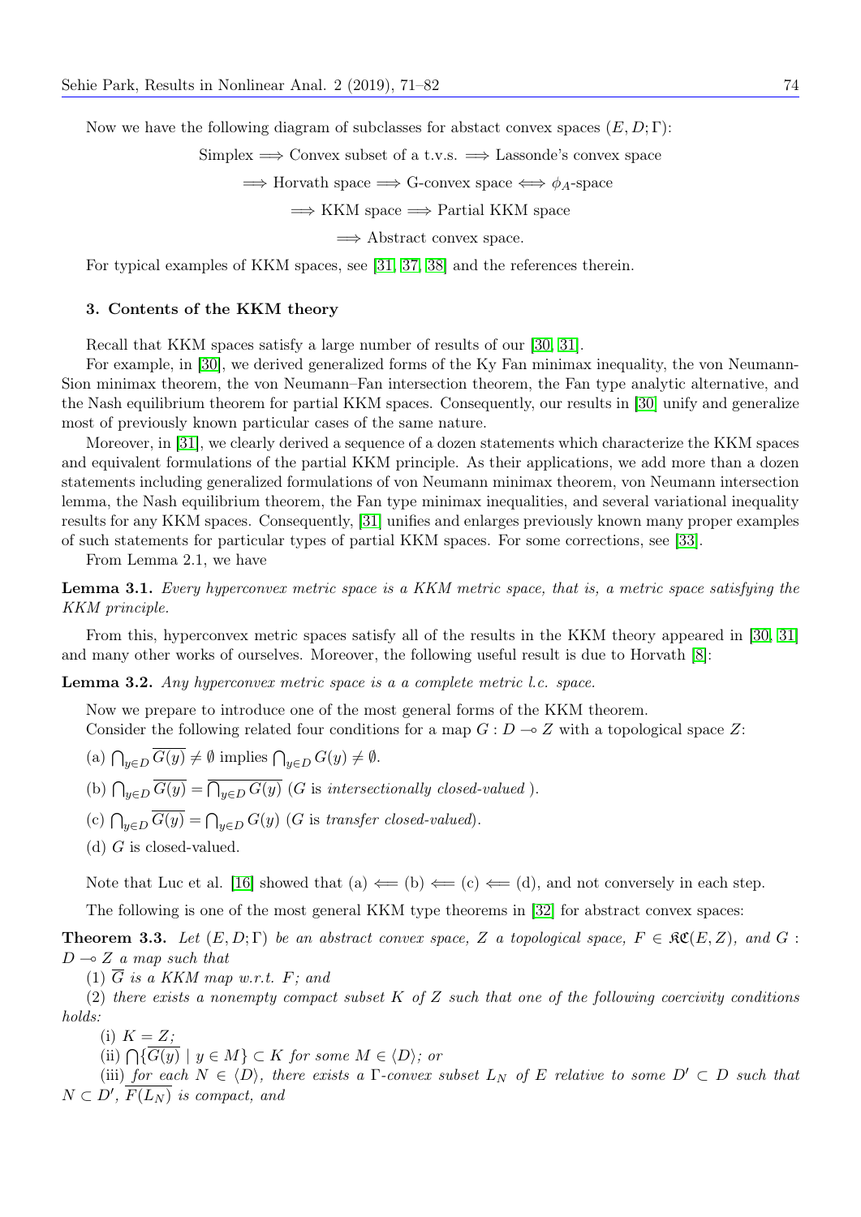Now we have the following diagram of subclasses for abstact convex spaces $(E, D; \Gamma)$:

$$\text{Simplex} \Longrightarrow \text{Convex subset of a t.v.s.} \Longrightarrow \text{Lassonde's convex space}$$

$$\Longrightarrow \text{Horvath space} \Longrightarrow \text{G-convex space} \Longleftrightarrow \phi_A\text{-space}$$

$$\Longrightarrow \text{KKM space} \Longrightarrow \text{Partial KKM space}$$

$$\Longrightarrow \text{Abstract convex space.}$$

For typical examples of KKM spaces, see [31, 37, 38] and the references therein.

### 3. Contents of the KKM theory

Recall that KKM spaces satisfy a large number of results of our [30, 31].

For example, in [30], we derived generalized forms of the Ky Fan minimax inequality, the von Neumann-Sion minimax theorem, the von Neumann–Fan intersection theorem, the Fan type analytic alternative, and the Nash equilibrium theorem for partial KKM spaces. Consequently, our results in [30] unify and generalize most of previously known particular cases of the same nature.

Moreover, in [31], we clearly derived a sequence of a dozen statements which characterize the KKM spaces and equivalent formulations of the partial KKM principle. As their applications, we add more than a dozen statements including generalized formulations of von Neumann minimax theorem, von Neumann intersection lemma, the Nash equilibrium theorem, the Fan type minimax inequalities, and several variational inequality results for any KKM spaces. Consequently, [31] unifies and enlarges previously known many proper examples of such statements for particular types of partial KKM spaces. For some corrections, see [33].

From Lemma 2.1, we have

**Lemma 3.1.** *Every hyperconvex metric space is a KKM metric space, that is, a metric space satisfying the KKM principle.*

From this, hyperconvex metric spaces satisfy all of the results in the KKM theory appeared in [30, 31] and many other works of ourselves. Moreover, the following useful result is due to Horvath [8]:

**Lemma 3.2.** *Any hyperconvex metric space is a a complete metric l.c. space.*

Now we prepare to introduce one of the most general forms of the KKM theorem.

Consider the following related four conditions for a map $G : D \multimap Z$ with a topological space $Z$:

(a) $\bigcap_{y \in D} \overline{G(y)} \neq \emptyset$ implies $\bigcap_{y \in D} G(y) \neq \emptyset$.

(b) $\bigcap_{y \in D} \overline{G(y)} = \overline{\bigcap_{y \in D} G(y)}$ ($G$ is *intersectionally closed-valued* ).

(c) $\bigcap_{y \in D} \overline{G(y)} = \bigcap_{y \in D} G(y)$ ($G$ is *transfer closed-valued*).

(d) $G$ is closed-valued.

Note that Luc et al. [16] showed that (a) $\Longleftarrow$ (b) $\Longleftarrow$ (c) $\Longleftarrow$ (d), and not conversely in each step.

The following is one of the most general KKM type theorems in [32] for abstract convex spaces:

**Theorem 3.3.** *Let $(E, D; \Gamma)$ be an abstract convex space, $Z$ a topological space, $F \in \mathfrak{KC}(E, Z)$, and $G : D \multimap Z$ a map such that*

(1) *$\overline{G}$ is a KKM map w.r.t. $F$; and*

(2) *there exists a nonempty compact subset $K$ of $Z$ such that one of the following coercivity conditions holds:*

(i) *$K = Z$;*

(ii) *$\bigcap\{\overline{G(y)} \mid y \in M\} \subset K$ for some $M \in \langle D \rangle$; or*

(iii) *for each $N \in \langle D \rangle$, there exists a $\Gamma$-convex subset $L_N$ of $E$ relative to some $D' \subset D$ such that $N \subset D'$, $\overline{F(L_N)}$ is compact, and*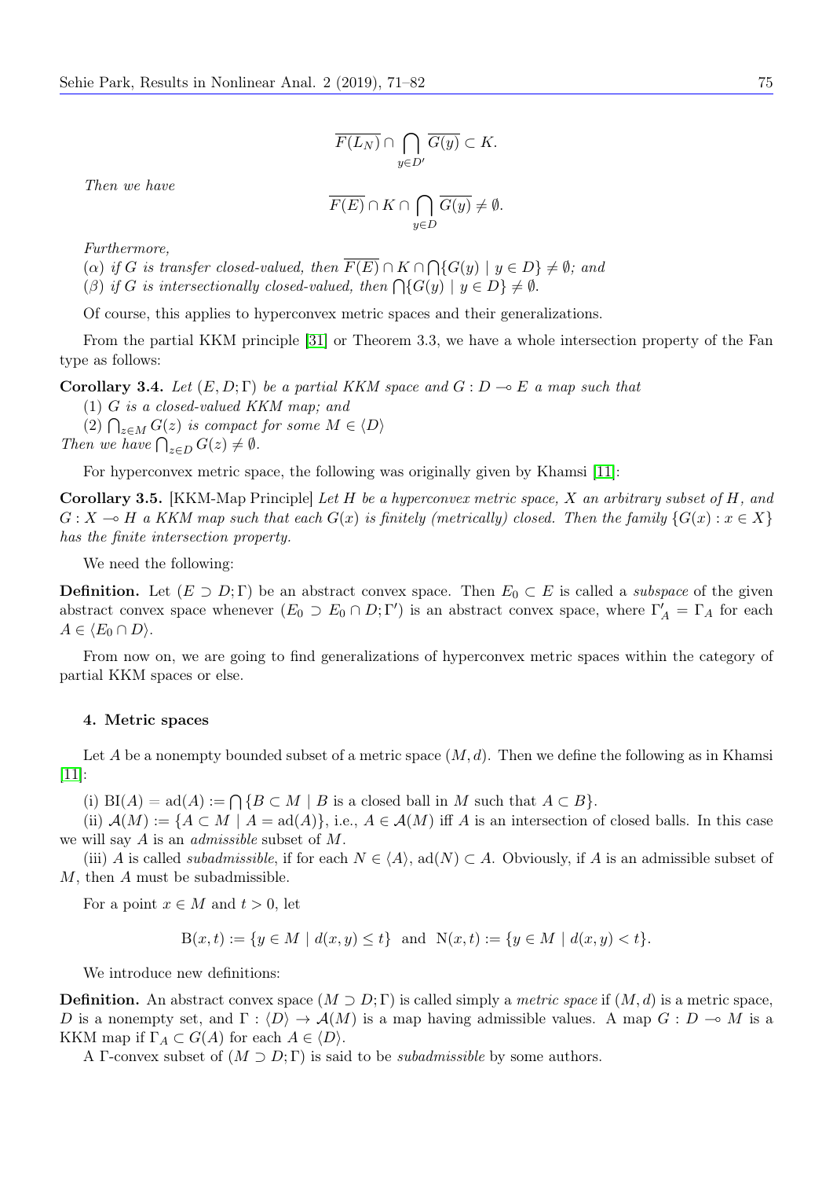$$\overline{F(L_N)} \cap \bigcap_{y \in D'} \overline{G(y)} \subset K.$$

*Then we have*

$$\overline{F(E)} \cap K \cap \bigcap_{y \in D} \overline{G(y)} \neq \emptyset.$$

*Furthermore,*

($\alpha$) *if $G$ is transfer closed-valued, then $\overline{F(E)} \cap K \cap \bigcap \{G(y) \mid y \in D\} \neq \emptyset$; and*

($\beta$) *if $G$ is intersectionally closed-valued, then $\bigcap \{G(y) \mid y \in D\} \neq \emptyset$.*

Of course, this applies to hyperconvex metric spaces and their generalizations.

From the partial KKM principle [31] or Theorem 3.3, we have a whole intersection property of the Fan type as follows:

**Corollary 3.4.** *Let $(E, D; \Gamma)$ be a partial KKM space and $G : D \multimap E$ a map such that*

(1) *$G$ is a closed-valued KKM map; and*

(2) *$\bigcap_{z \in M} G(z)$ is compact for some $M \in \langle D \rangle$*

*Then we have $\bigcap_{z \in D} G(z) \neq \emptyset$.*

For hyperconvex metric space, the following was originally given by Khamsi [11]:

**Corollary 3.5.** [KKM-Map Principle] *Let $H$ be a hyperconvex metric space, $X$ an arbitrary subset of $H$, and $G : X \multimap H$ a KKM map such that each $G(x)$ is finitely (metrically) closed. Then the family $\{G(x) : x \in X\}$ has the finite intersection property.*

We need the following:

**Definition.** Let $(E \supset D; \Gamma)$ be an abstract convex space. Then $E_0 \subset E$ is called a *subspace* of the given abstract convex space whenever $(E_0 \supset E_0 \cap D; \Gamma')$ is an abstract convex space, where $\Gamma'_A = \Gamma_A$ for each $A \in \langle E_0 \cap D \rangle$.

From now on, we are going to find generalizations of hyperconvex metric spaces within the category of partial KKM spaces or else.

#### 4. Metric spaces

Let $A$ be a nonempty bounded subset of a metric space $(M, d)$. Then we define the following as in Khamsi [11]:

(i) $\mathrm{BI}(A) = \mathrm{ad}(A) := \bigcap \{B \subset M \mid B \text{ is a closed ball in } M \text{ such that } A \subset B\}$.

(ii) $\mathcal{A}(M) := \{A \subset M \mid A = \mathrm{ad}(A)\}$, i.e., $A \in \mathcal{A}(M)$ iff $A$ is an intersection of closed balls. In this case we will say $A$ is an *admissible* subset of $M$.

(iii) $A$ is called *subadmissible*, if for each $N \in \langle A \rangle$, $\mathrm{ad}(N) \subset A$. Obviously, if $A$ is an admissible subset of $M$, then $A$ must be subadmissible.

For a point $x \in M$ and $t > 0$, let

$$\mathrm{B}(x, t) := \{y \in M \mid d(x, y) \leq t\} \ \text{ and } \ \mathrm{N}(x, t) := \{y \in M \mid d(x, y) < t\}.$$

We introduce new definitions:

**Definition.** An abstract convex space $(M \supset D; \Gamma)$ is called simply a *metric space* if $(M, d)$ is a metric space, $D$ is a nonempty set, and $\Gamma : \langle D \rangle \to \mathcal{A}(M)$ is a map having admissible values. A map $G : D \multimap M$ is a KKM map if $\Gamma_A \subset G(A)$ for each $A \in \langle D \rangle$.

A $\Gamma$-convex subset of $(M \supset D; \Gamma)$ is said to be *subadmissible* by some authors.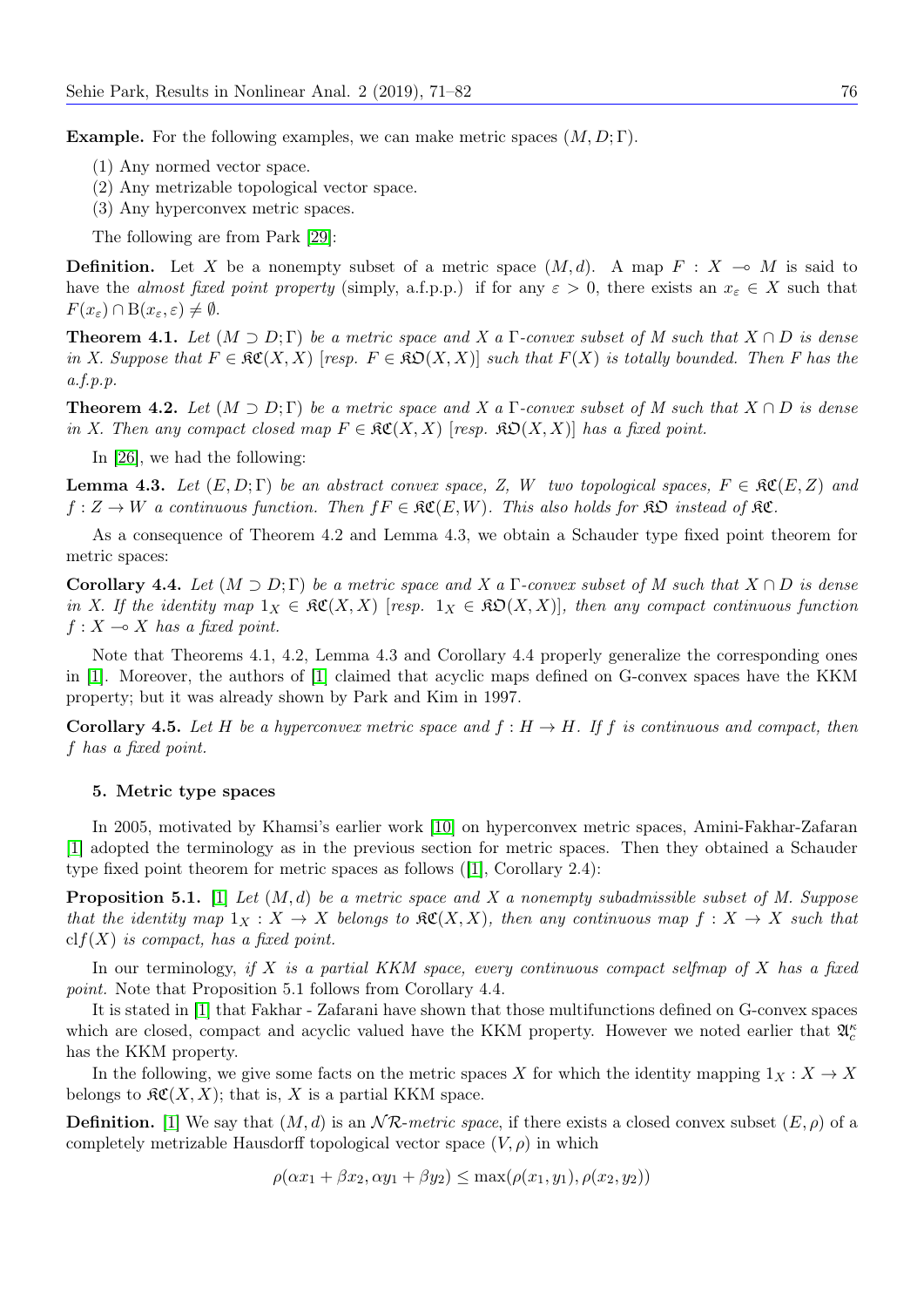**Example.** For the following examples, we can make metric spaces $(M, D; \Gamma)$.

(1) Any normed vector space.

(2) Any metrizable topological vector space.

(3) Any hyperconvex metric spaces.

The following are from Park [29]:

**Definition.** Let $X$ be a nonempty subset of a metric space $(M, d)$. A map $F : X \multimap M$ is said to have the *almost fixed point property* (simply, a.f.p.p.) if for any $\varepsilon > 0$, there exists an $x_\varepsilon \in X$ such that $F(x_\varepsilon) \cap \mathrm{B}(x_\varepsilon, \varepsilon) \neq \emptyset$.

**Theorem 4.1.** *Let $(M \supset D; \Gamma)$ be a metric space and $X$ a $\Gamma$-convex subset of $M$ such that $X \cap D$ is dense in $X$. Suppose that $F \in \mathfrak{KC}(X, X)$ [resp. $F \in \mathfrak{KO}(X, X)$] such that $F(X)$ is totally bounded. Then $F$ has the a.f.p.p.*

**Theorem 4.2.** *Let $(M \supset D; \Gamma)$ be a metric space and $X$ a $\Gamma$-convex subset of $M$ such that $X \cap D$ is dense in $X$. Then any compact closed map $F \in \mathfrak{KC}(X, X)$ [resp. $\mathfrak{KO}(X, X)$] has a fixed point.*

In [26], we had the following:

**Lemma 4.3.** *Let $(E, D; \Gamma)$ be an abstract convex space, $Z$, $W$ two topological spaces, $F \in \mathfrak{KC}(E, Z)$ and $f : Z \to W$ a continuous function. Then $fF \in \mathfrak{KC}(E, W)$. This also holds for $\mathfrak{KO}$ instead of $\mathfrak{KC}$.*

As a consequence of Theorem 4.2 and Lemma 4.3, we obtain a Schauder type fixed point theorem for metric spaces:

**Corollary 4.4.** *Let $(M \supset D; \Gamma)$ be a metric space and $X$ a $\Gamma$-convex subset of $M$ such that $X \cap D$ is dense in $X$. If the identity map $1_X \in \mathfrak{KC}(X, X)$ [resp. $1_X \in \mathfrak{KO}(X, X)$], then any compact continuous function $f : X \multimap X$ has a fixed point.*

Note that Theorems 4.1, 4.2, Lemma 4.3 and Corollary 4.4 properly generalize the corresponding ones in [1]. Moreover, the authors of [1] claimed that acyclic maps defined on G-convex spaces have the KKM property; but it was already shown by Park and Kim in 1997.

**Corollary 4.5.** *Let $H$ be a hyperconvex metric space and $f : H \to H$. If $f$ is continuous and compact, then $f$ has a fixed point.*

## 5. Metric type spaces

In 2005, motivated by Khamsi's earlier work [10] on hyperconvex metric spaces, Amini-Fakhar-Zafaran [1] adopted the terminology as in the previous section for metric spaces. Then they obtained a Schauder type fixed point theorem for metric spaces as follows ([1], Corollary 2.4):

**Proposition 5.1.** [1] *Let $(M, d)$ be a metric space and $X$ a nonempty subadmissible subset of $M$. Suppose that the identity map $1_X : X \to X$ belongs to $\mathfrak{KC}(X, X)$, then any continuous map $f : X \to X$ such that $\mathrm{cl} f(X)$ is compact, has a fixed point.*

In our terminology, *if $X$ is a partial KKM space, every continuous compact selfmap of $X$ has a fixed point.* Note that Proposition 5.1 follows from Corollary 4.4.

It is stated in [1] that Fakhar - Zafarani have shown that those multifunctions defined on G-convex spaces which are closed, compact and acyclic valued have the KKM property. However we noted earlier that $\mathfrak{A}_c^\kappa$ has the KKM property.

In the following, we give some facts on the metric spaces $X$ for which the identity mapping $1_X : X \to X$ belongs to $\mathfrak{KC}(X, X)$; that is, $X$ is a partial KKM space.

**Definition.** [1] We say that $(M, d)$ is an $\mathcal{NR}$*-metric space*, if there exists a closed convex subset $(E, \rho)$ of a completely metrizable Hausdorff topological vector space $(V, \rho)$ in which

$$\rho(\alpha x_1 + \beta x_2, \alpha y_1 + \beta y_2) \leq \max(\rho(x_1, y_1), \rho(x_2, y_2))$$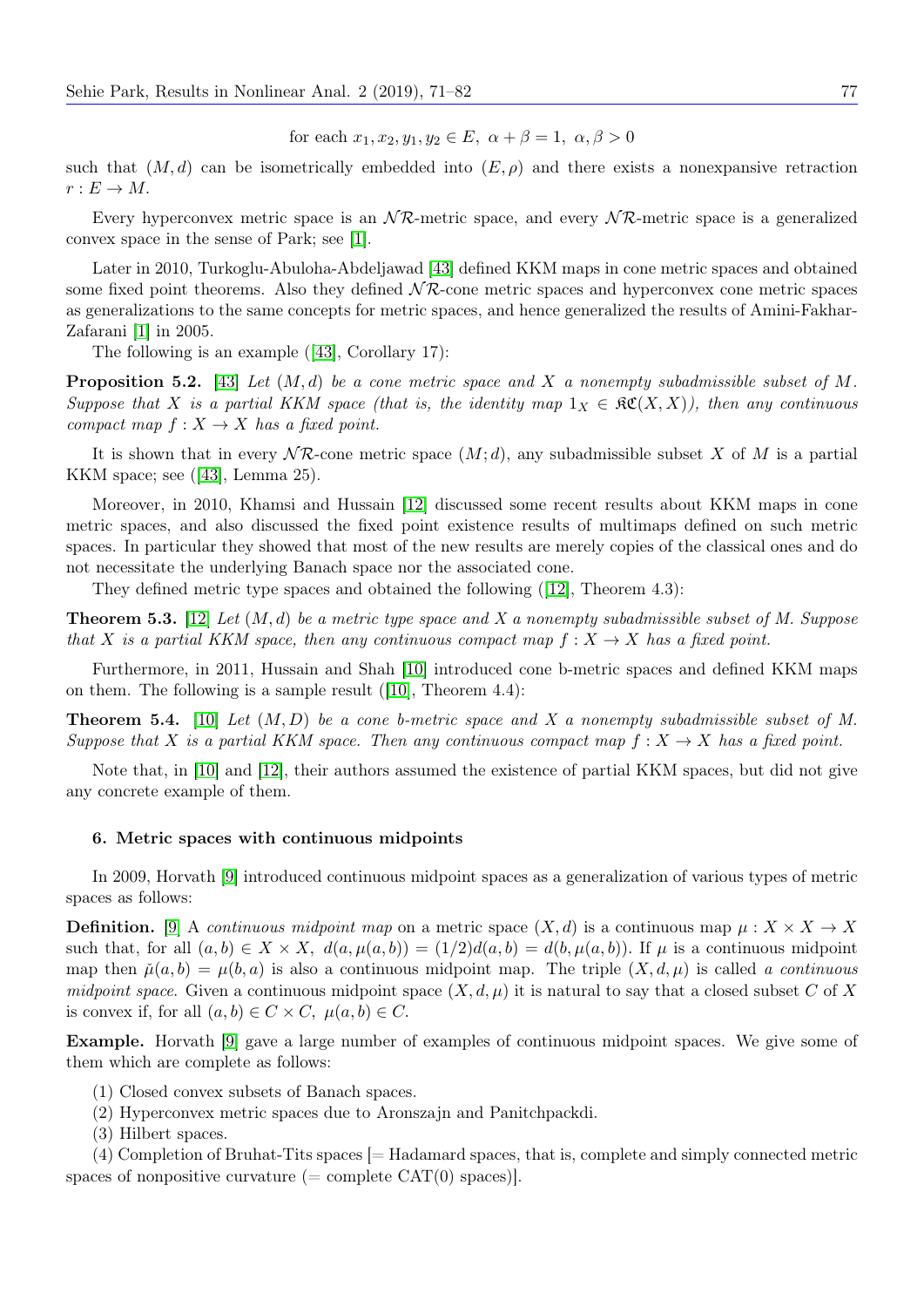for each $x_1, x_2, y_1, y_2 \in E,\ \alpha + \beta = 1,\ \alpha, \beta > 0$

such that $(M, d)$ can be isometrically embedded into $(E, \rho)$ and there exists a nonexpansive retraction $r : E \to M$.

Every hyperconvex metric space is an $\mathcal{NR}$-metric space, and every $\mathcal{NR}$-metric space is a generalized convex space in the sense of Park; see [1].

Later in 2010, Turkoglu-Abuloha-Abdeljawad [43] defined KKM maps in cone metric spaces and obtained some fixed point theorems. Also they defined $\mathcal{NR}$-cone metric spaces and hyperconvex cone metric spaces as generalizations to the same concepts for metric spaces, and hence generalized the results of Amini-Fakhar-Zafarani [1] in 2005.

The following is an example ([43], Corollary 17):

**Proposition 5.2.** [43] *Let $(M, d)$ be a cone metric space and $X$ a nonempty subadmissible subset of $M$. Suppose that $X$ is a partial KKM space (that is, the identity map $1_X \in \mathfrak{KC}(X, X)$), then any continuous compact map $f : X \to X$ has a fixed point.*

It is shown that in every $\mathcal{NR}$-cone metric space $(M; d)$, any subadmissible subset $X$ of $M$ is a partial KKM space; see ([43], Lemma 25).

Moreover, in 2010, Khamsi and Hussain [12] discussed some recent results about KKM maps in cone metric spaces, and also discussed the fixed point existence results of multimaps defined on such metric spaces. In particular they showed that most of the new results are merely copies of the classical ones and do not necessitate the underlying Banach space nor the associated cone.

They defined metric type spaces and obtained the following ([12], Theorem 4.3):

**Theorem 5.3.** [12] *Let $(M, d)$ be a metric type space and $X$ a nonempty subadmissible subset of M. Suppose that $X$ is a partial KKM space, then any continuous compact map $f : X \to X$ has a fixed point.*

Furthermore, in 2011, Hussain and Shah [10] introduced cone b-metric spaces and defined KKM maps on them. The following is a sample result ([10], Theorem 4.4):

**Theorem 5.4.** [10] *Let $(M, D)$ be a cone b-metric space and $X$ a nonempty subadmissible subset of M. Suppose that $X$ is a partial KKM space. Then any continuous compact map $f : X \to X$ has a fixed point.*

Note that, in [10] and [12], their authors assumed the existence of partial KKM spaces, but did not give any concrete example of them.

### 6. Metric spaces with continuous midpoints

In 2009, Horvath [9] introduced continuous midpoint spaces as a generalization of various types of metric spaces as follows:

**Definition.** [9] A *continuous midpoint map* on a metric space $(X, d)$ is a continuous map $\mu : X \times X \to X$ such that, for all $(a, b) \in X \times X,\ d(a, \mu(a, b)) = (1/2)d(a, b) = d(b, \mu(a, b))$. If $\mu$ is a continuous midpoint map then $\tilde{\mu}(a, b) = \mu(b, a)$ is also a continuous midpoint map. The triple $(X, d, \mu)$ is called *a continuous midpoint space*. Given a continuous midpoint space $(X, d, \mu)$ it is natural to say that a closed subset $C$ of $X$ is convex if, for all $(a, b) \in C \times C,\ \mu(a, b) \in C$.

**Example.** Horvath [9] gave a large number of examples of continuous midpoint spaces. We give some of them which are complete as follows:

(1) Closed convex subsets of Banach spaces.

(2) Hyperconvex metric spaces due to Aronszajn and Panitchpackdi.

(3) Hilbert spaces.

(4) Completion of Bruhat-Tits spaces [= Hadamard spaces, that is, complete and simply connected metric spaces of nonpositive curvature (= complete CAT(0) spaces)].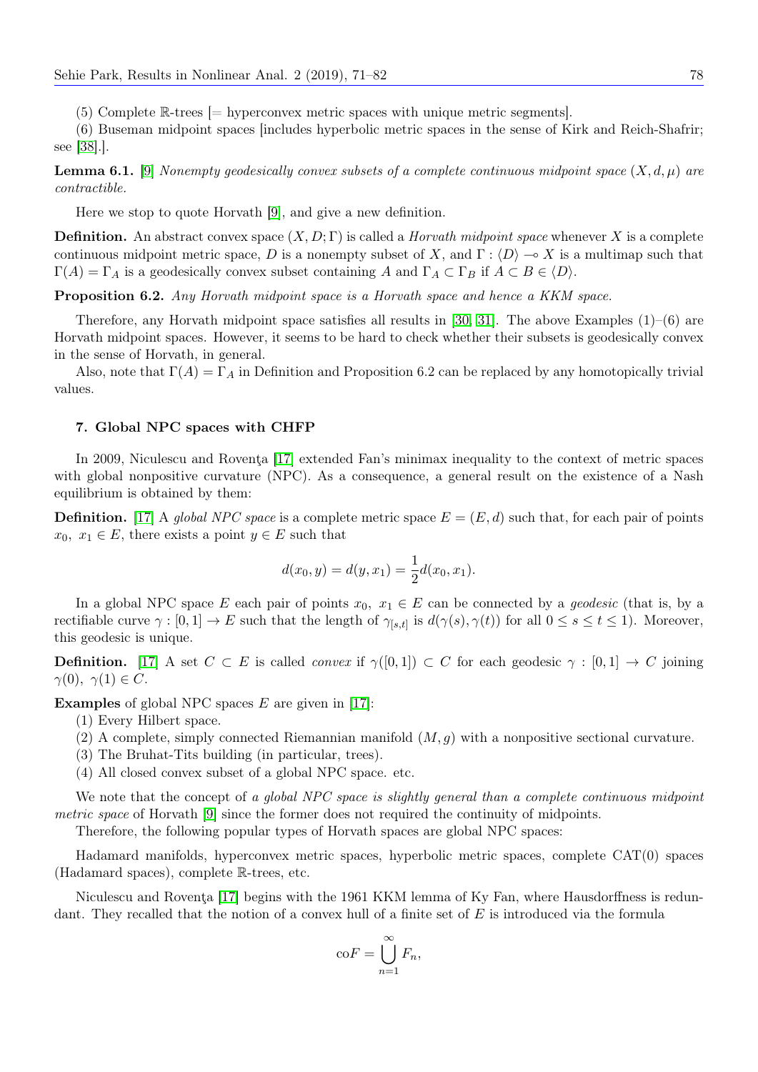(5) Complete $\mathbb{R}$-trees [= hyperconvex metric spaces with unique metric segments].

(6) Buseman midpoint spaces [includes hyperbolic metric spaces in the sense of Kirk and Reich-Shafrir; see [38].].

**Lemma 6.1.** [9] *Nonempty geodesically convex subsets of a complete continuous midpoint space $(X, d, \mu)$ are contractible.*

Here we stop to quote Horvath [9], and give a new definition.

**Definition.** An abstract convex space $(X, D; \Gamma)$ is called a *Horvath midpoint space* whenever $X$ is a complete continuous midpoint metric space, $D$ is a nonempty subset of $X$, and $\Gamma : \langle D \rangle \multimap X$ is a multimap such that $\Gamma(A) = \Gamma_A$ is a geodesically convex subset containing $A$ and $\Gamma_A \subset \Gamma_B$ if $A \subset B \in \langle D \rangle$.

**Proposition 6.2.** *Any Horvath midpoint space is a Horvath space and hence a KKM space.*

Therefore, any Horvath midpoint space satisfies all results in [30, 31]. The above Examples (1)–(6) are Horvath midpoint spaces. However, it seems to be hard to check whether their subsets is geodesically convex in the sense of Horvath, in general.

Also, note that $\Gamma(A) = \Gamma_A$ in Definition and Proposition 6.2 can be replaced by any homotopically trivial values.

## 7. Global NPC spaces with CHFP

In 2009, Niculescu and Rovenţa [17] extended Fan's minimax inequality to the context of metric spaces with global nonpositive curvature (NPC). As a consequence, a general result on the existence of a Nash equilibrium is obtained by them:

**Definition.** [17] A *global NPC space* is a complete metric space $E = (E, d)$ such that, for each pair of points $x_0,\ x_1 \in E$, there exists a point $y \in E$ such that

$$d(x_0, y) = d(y, x_1) = \frac{1}{2} d(x_0, x_1).$$

In a global NPC space $E$ each pair of points $x_0,\ x_1 \in E$ can be connected by a *geodesic* (that is, by a rectifiable curve $\gamma : [0, 1] \to E$ such that the length of $\gamma_{[s,t]}$ is $d(\gamma(s), \gamma(t))$ for all $0 \le s \le t \le 1$). Moreover, this geodesic is unique.

**Definition.** [17] A set $C \subset E$ is called *convex* if $\gamma([0, 1]) \subset C$ for each geodesic $\gamma : [0, 1] \to C$ joining $\gamma(0),\ \gamma(1) \in C$.

**Examples** of global NPC spaces $E$ are given in [17]:

(1) Every Hilbert space.

(2) A complete, simply connected Riemannian manifold $(M, g)$ with a nonpositive sectional curvature.

(3) The Bruhat-Tits building (in particular, trees).

(4) All closed convex subset of a global NPC space. etc.

We note that the concept of *a global NPC space is slightly general than a complete continuous midpoint metric space* of Horvath [9] since the former does not required the continuity of midpoints.

Therefore, the following popular types of Horvath spaces are global NPC spaces:

Hadamard manifolds, hyperconvex metric spaces, hyperbolic metric spaces, complete CAT(0) spaces (Hadamard spaces), complete $\mathbb{R}$-trees, etc.

Niculescu and Rovenţa [17] begins with the 1961 KKM lemma of Ky Fan, where Hausdorffness is redundant. They recalled that the notion of a convex hull of a finite set of $E$ is introduced via the formula

$$\mathrm{co}F = \bigcup_{n=1}^{\infty} F_n,$$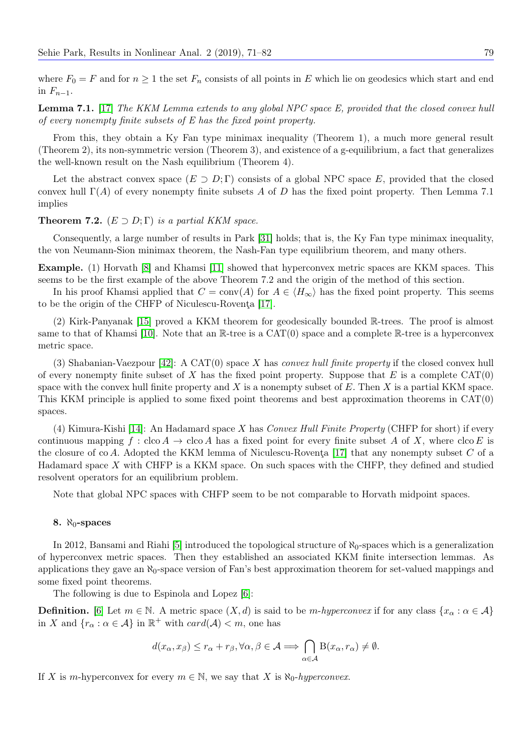where $F_0 = F$ and for $n \geq 1$ the set $F_n$ consists of all points in $E$ which lie on geodesics which start and end in $F_{n-1}$.

**Lemma 7.1.** [17] *The KKM Lemma extends to any global NPC space E, provided that the closed convex hull of every nonempty finite subsets of E has the fixed point property.*

From this, they obtain a Ky Fan type minimax inequality (Theorem 1), a much more general result (Theorem 2), its non-symmetric version (Theorem 3), and existence of a g-equilibrium, a fact that generalizes the well-known result on the Nash equilibrium (Theorem 4).

Let the abstract convex space $(E \supset D; \Gamma)$ consists of a global NPC space $E$, provided that the closed convex hull $\Gamma(A)$ of every nonempty finite subsets $A$ of $D$ has the fixed point property. Then Lemma 7.1 implies

**Theorem 7.2.** *$(E \supset D; \Gamma)$ is a partial KKM space.*

Consequently, a large number of results in Park [31] holds; that is, the Ky Fan type minimax inequality, the von Neumann-Sion minimax theorem, the Nash-Fan type equilibrium theorem, and many others.

**Example.** (1) Horvath [8] and Khamsi [11] showed that hyperconvex metric spaces are KKM spaces. This seems to be the first example of the above Theorem 7.2 and the origin of the method of this section.

In his proof Khamsi applied that $C = \mathrm{conv}(A)$ for $A \in \langle H_\infty \rangle$ has the fixed point property. This seems to be the origin of the CHFP of Niculescu-Rovenţa [17].

(2) Kirk-Panyanak [15] proved a KKM theorem for geodesically bounded $\mathbb{R}$-trees. The proof is almost same to that of Khamsi [10]. Note that an $\mathbb{R}$-tree is a CAT(0) space and a complete $\mathbb{R}$-tree is a hyperconvex metric space.

(3) Shabanian-Vaezpour [42]: A CAT(0) space $X$ has *convex hull finite property* if the closed convex hull of every nonempty finite subset of $X$ has the fixed point property. Suppose that $E$ is a complete CAT(0) space with the convex hull finite property and $X$ is a nonempty subset of $E$. Then $X$ is a partial KKM space. This KKM principle is applied to some fixed point theorems and best approximation theorems in CAT(0) spaces.

(4) Kimura-Kishi [14]: An Hadamard space $X$ has *Convex Hull Finite Property* (CHFP for short) if every continuous mapping $f : \mathrm{clco}\, A \to \mathrm{clco}\, A$ has a fixed point for every finite subset $A$ of $X$, where $\mathrm{clco}\, E$ is the closure of $\mathrm{co}\, A$. Adopted the KKM lemma of Niculescu-Rovenţa [17] that any nonempty subset $C$ of a Hadamard space $X$ with CHFP is a KKM space. On such spaces with the CHFP, they defined and studied resolvent operators for an equilibrium problem.

Note that global NPC spaces with CHFP seem to be not comparable to Horvath midpoint spaces.

## 8. $\aleph_0$-spaces

In 2012, Bansami and Riahi [5] introduced the topological structure of $\aleph_0$-spaces which is a generalization of hyperconvex metric spaces. Then they established an associated KKM finite intersection lemmas. As applications they gave an $\aleph_0$-space version of Fan's best approximation theorem for set-valued mappings and some fixed point theorems.

The following is due to Espinola and Lopez [6]:

**Definition.** [6] Let $m \in \mathbb{N}$. A metric space $(X, d)$ is said to be *m-hyperconvex* if for any class $\{x_\alpha : \alpha \in \mathcal{A}\}$ in $X$ and $\{r_\alpha : \alpha \in \mathcal{A}\}$ in $\mathbb{R}^+$ with $card(\mathcal{A}) < m$, one has

$$d(x_\alpha, x_\beta) \leq r_\alpha + r_\beta, \forall \alpha, \beta \in \mathcal{A} \Longrightarrow \bigcap_{\alpha \in \mathcal{A}} \mathrm{B}(x_\alpha, r_\alpha) \neq \emptyset.$$

If $X$ is $m$-hyperconvex for every $m \in \mathbb{N}$, we say that $X$ is *$\aleph_0$-hyperconvex*.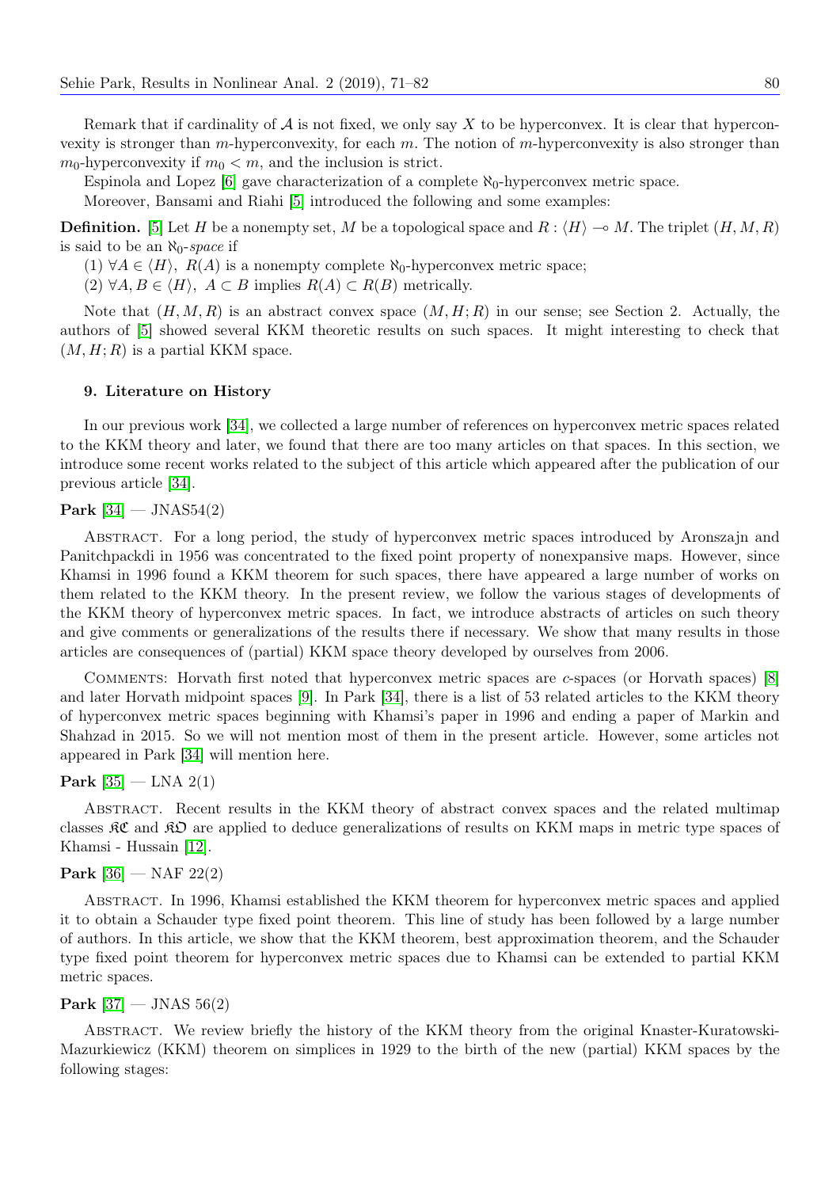Remark that if cardinality of $\mathcal{A}$ is not fixed, we only say $X$ to be hyperconvex. It is clear that hyperconvexity is stronger than $m$-hyperconvexity, for each $m$. The notion of $m$-hyperconvexity is also stronger than $m_0$-hyperconvexity if $m_0 < m$, and the inclusion is strict.

Espinola and Lopez [6] gave characterization of a complete $\aleph_0$-hyperconvex metric space.

Moreover, Bansami and Riahi [5] introduced the following and some examples:

**Definition.** [5] Let $H$ be a nonempty set, $M$ be a topological space and $R : \langle H \rangle \multimap M$. The triplet $(H, M, R)$ is said to be an $\aleph_0$-*space* if

(1) $\forall A \in \langle H \rangle,\ R(A)$ is a nonempty complete $\aleph_0$-hyperconvex metric space;

(2) $\forall A, B \in \langle H \rangle,\ A \subset B$ implies $R(A) \subset R(B)$ metrically.

Note that $(H, M, R)$ is an abstract convex space $(M, H; R)$ in our sense; see Section 2. Actually, the authors of [5] showed several KKM theoretic results on such spaces. It might interesting to check that $(M, H; R)$ is a partial KKM space.

#### 9. Literature on History

In our previous work [34], we collected a large number of references on hyperconvex metric spaces related to the KKM theory and later, we found that there are too many articles on that spaces. In this section, we introduce some recent works related to the subject of this article which appeared after the publication of our previous article [34].

**Park** [34] — JNAS54(2)

Abstract. For a long period, the study of hyperconvex metric spaces introduced by Aronszajn and Panitchpackdi in 1956 was concentrated to the fixed point property of nonexpansive maps. However, since Khamsi in 1996 found a KKM theorem for such spaces, there have appeared a large number of works on them related to the KKM theory. In the present review, we follow the various stages of developments of the KKM theory of hyperconvex metric spaces. In fact, we introduce abstracts of articles on such theory and give comments or generalizations of the results there if necessary. We show that many results in those articles are consequences of (partial) KKM space theory developed by ourselves from 2006.

Comments: Horvath first noted that hyperconvex metric spaces are $c$-spaces (or Horvath spaces) [8] and later Horvath midpoint spaces [9]. In Park [34], there is a list of 53 related articles to the KKM theory of hyperconvex metric spaces beginning with Khamsi's paper in 1996 and ending a paper of Markin and Shahzad in 2015. So we will not mention most of them in the present article. However, some articles not appeared in Park [34] will mention here.

**Park** [35] — LNA 2(1)

Abstract. Recent results in the KKM theory of abstract convex spaces and the related multimap classes $\mathfrak{KC}$ and $\mathfrak{KO}$ are applied to deduce generalizations of results on KKM maps in metric type spaces of Khamsi - Hussain [12].

**Park** [36] — NAF 22(2)

Abstract. In 1996, Khamsi established the KKM theorem for hyperconvex metric spaces and applied it to obtain a Schauder type fixed point theorem. This line of study has been followed by a large number of authors. In this article, we show that the KKM theorem, best approximation theorem, and the Schauder type fixed point theorem for hyperconvex metric spaces due to Khamsi can be extended to partial KKM metric spaces.

**Park** [37] — JNAS 56(2)

Abstract. We review briefly the history of the KKM theory from the original Knaster-Kuratowski-Mazurkiewicz (KKM) theorem on simplices in 1929 to the birth of the new (partial) KKM spaces by the following stages: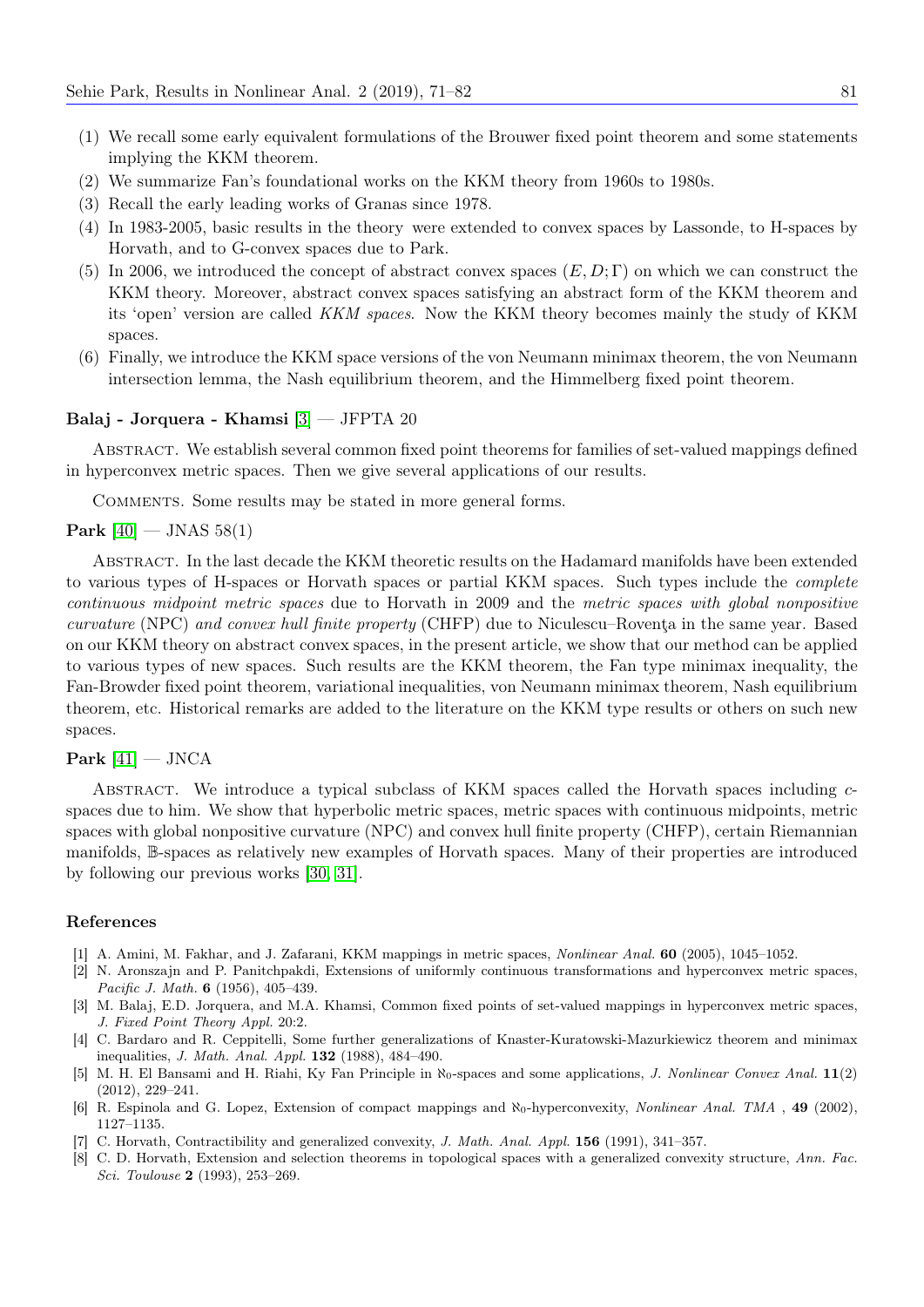(1) We recall some early equivalent formulations of the Brouwer fixed point theorem and some statements implying the KKM theorem.

(2) We summarize Fan's foundational works on the KKM theory from 1960s to 1980s.

(3) Recall the early leading works of Granas since 1978.

(4) In 1983-2005, basic results in the theory were extended to convex spaces by Lassonde, to H-spaces by Horvath, and to G-convex spaces due to Park.

(5) In 2006, we introduced the concept of abstract convex spaces $(E, D; \Gamma)$ on which we can construct the KKM theory. Moreover, abstract convex spaces satisfying an abstract form of the KKM theorem and its 'open' version are called *KKM spaces*. Now the KKM theory becomes mainly the study of KKM spaces.

(6) Finally, we introduce the KKM space versions of the von Neumann minimax theorem, the von Neumann intersection lemma, the Nash equilibrium theorem, and the Himmelberg fixed point theorem.

**Balaj - Jorquera - Khamsi** [3] — JFPTA 20

Abstract. We establish several common fixed point theorems for families of set-valued mappings defined in hyperconvex metric spaces. Then we give several applications of our results.

Comments. Some results may be stated in more general forms.

**Park** [40] — JNAS 58(1)

Abstract. In the last decade the KKM theoretic results on the Hadamard manifolds have been extended to various types of H-spaces or Horvath spaces or partial KKM spaces. Such types include the *complete continuous midpoint metric spaces* due to Horvath in 2009 and the *metric spaces with global nonpositive curvature* (NPC) *and convex hull finite property* (CHFP) due to Niculescu–Roventa in the same year. Based on our KKM theory on abstract convex spaces, in the present article, we show that our method can be applied to various types of new spaces. Such results are the KKM theorem, the Fan type minimax inequality, the Fan-Browder fixed point theorem, variational inequalities, von Neumann minimax theorem, Nash equilibrium theorem, etc. Historical remarks are added to the literature on the KKM type results or others on such new spaces.

**Park** [41] — JNCA

Abstract. We introduce a typical subclass of KKM spaces called the Horvath spaces including $c$-spaces due to him. We show that hyperbolic metric spaces, metric spaces with continuous midpoints, metric spaces with global nonpositive curvature (NPC) and convex hull finite property (CHFP), certain Riemannian manifolds, $\mathbb{B}$-spaces as relatively new examples of Horvath spaces. Many of their properties are introduced by following our previous works [30, 31].

## References

[1] A. Amini, M. Fakhar, and J. Zafarani, KKM mappings in metric spaces, *Nonlinear Anal.* **60** (2005), 1045–1052.

[2] N. Aronszajn and P. Panitchpakdi, Extensions of uniformly continuous transformations and hyperconvex metric spaces, *Pacific J. Math.* **6** (1956), 405–439.

[3] M. Balaj, E.D. Jorquera, and M.A. Khamsi, Common fixed points of set-valued mappings in hyperconvex metric spaces, *J. Fixed Point Theory Appl.* 20:2.

[4] C. Bardaro and R. Ceppitelli, Some further generalizations of Knaster-Kuratowski-Mazurkiewicz theorem and minimax inequalities, *J. Math. Anal. Appl.* **132** (1988), 484–490.

[5] M. H. El Bansami and H. Riahi, Ky Fan Principle in $\aleph_0$-spaces and some applications, *J. Nonlinear Convex Anal.* **11**(2) (2012), 229–241.

[6] R. Espinola and G. Lopez, Extension of compact mappings and $\aleph_0$-hyperconvexity, *Nonlinear Anal. TMA* , **49** (2002), 1127–1135.

[7] C. Horvath, Contractibility and generalized convexity, *J. Math. Anal. Appl.* **156** (1991), 341–357.

[8] C. D. Horvath, Extension and selection theorems in topological spaces with a generalized convexity structure, *Ann. Fac. Sci. Toulouse* **2** (1993), 253–269.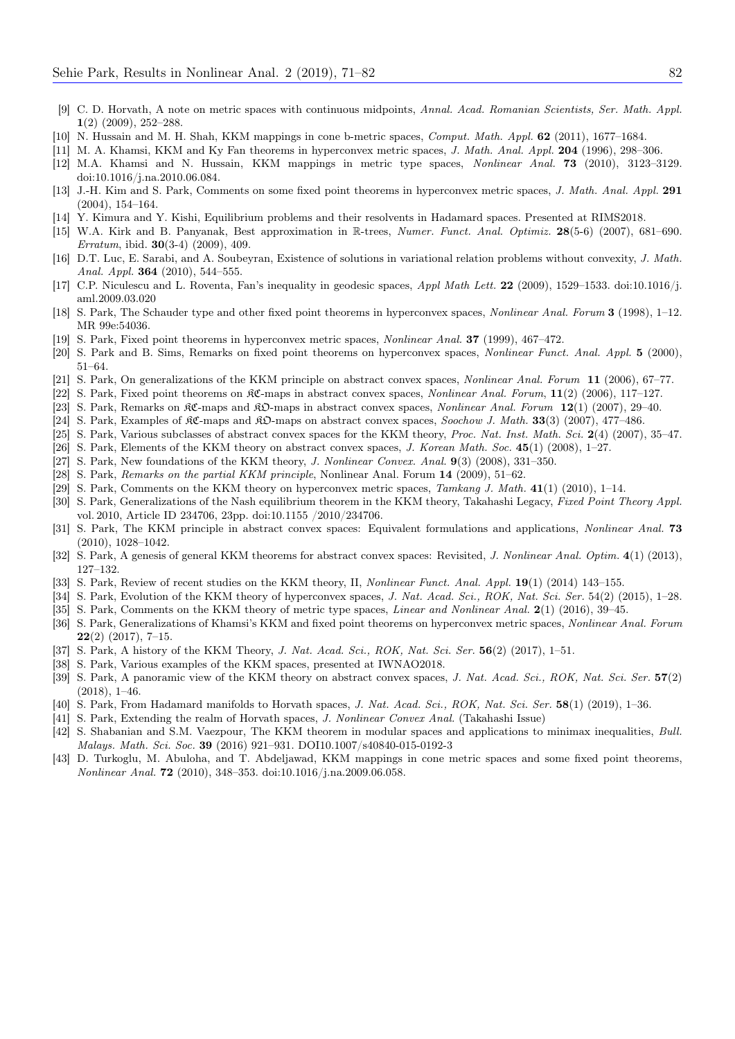[9] C. D. Horvath, A note on metric spaces with continuous midpoints, *Annal. Acad. Romanian Scientists, Ser. Math. Appl.* **1**(2) (2009), 252–288.

[10] N. Hussain and M. H. Shah, KKM mappings in cone b-metric spaces, *Comput. Math. Appl.* **62** (2011), 1677–1684.

[11] M. A. Khamsi, KKM and Ky Fan theorems in hyperconvex metric spaces, *J. Math. Anal. Appl.* **204** (1996), 298–306.

[12] M.A. Khamsi and N. Hussain, KKM mappings in metric type spaces, *Nonlinear Anal.* **73** (2010), 3123–3129. doi:10.1016/j.na.2010.06.084.

[13] J.-H. Kim and S. Park, Comments on some fixed point theorems in hyperconvex metric spaces, *J. Math. Anal. Appl.* **291** (2004), 154–164.

[14] Y. Kimura and Y. Kishi, Equilibrium problems and their resolvents in Hadamard spaces. Presented at RIMS2018.

[15] W.A. Kirk and B. Panyanak, Best approximation in ℝ-trees, *Numer. Funct. Anal. Optimiz.* **28**(5-6) (2007), 681–690. *Erratum*, ibid. **30**(3-4) (2009), 409.

[16] D.T. Luc, E. Sarabi, and A. Soubeyran, Existence of solutions in variational relation problems without convexity, *J. Math. Anal. Appl.* **364** (2010), 544–555.

[17] C.P. Niculescu and L. Roventa, Fan's inequality in geodesic spaces, *Appl Math Lett.* **22** (2009), 1529–1533. doi:10.1016/j.aml.2009.03.020

[18] S. Park, The Schauder type and other fixed point theorems in hyperconvex spaces, *Nonlinear Anal. Forum* **3** (1998), 1–12. MR 99e:54036.

[19] S. Park, Fixed point theorems in hyperconvex metric spaces, *Nonlinear Anal.* **37** (1999), 467–472.

[20] S. Park and B. Sims, Remarks on fixed point theorems on hyperconvex spaces, *Nonlinear Funct. Anal. Appl.* **5** (2000), 51–64.

[21] S. Park, On generalizations of the KKM principle on abstract convex spaces, *Nonlinear Anal. Forum* **11** (2006), 67–77.

[22] S. Park, Fixed point theorems on 𝔎ℭ-maps in abstract convex spaces, *Nonlinear Anal. Forum*, **11**(2) (2006), 117–127.

[23] S. Park, Remarks on 𝔎ℭ-maps and 𝔎𝔒-maps in abstract convex spaces, *Nonlinear Anal. Forum* **12**(1) (2007), 29–40.

[24] S. Park, Examples of 𝔎ℭ-maps and 𝔎𝔒-maps on abstract convex spaces, *Soochow J. Math.* **33**(3) (2007), 477–486.

[25] S. Park, Various subclasses of abstract convex spaces for the KKM theory, *Proc. Nat. Inst. Math. Sci.* **2**(4) (2007), 35–47.

[26] S. Park, Elements of the KKM theory on abstract convex spaces, *J. Korean Math. Soc.* **45**(1) (2008), 1–27.

[27] S. Park, New foundations of the KKM theory, *J. Nonlinear Convex. Anal.* **9**(3) (2008), 331–350.

[28] S. Park, *Remarks on the partial KKM principle*, Nonlinear Anal. Forum **14** (2009), 51–62.

[29] S. Park, Comments on the KKM theory on hyperconvex metric spaces, *Tamkang J. Math.* **41**(1) (2010), 1–14.

[30] S. Park, Generalizations of the Nash equilibrium theorem in the KKM theory, Takahashi Legacy, *Fixed Point Theory Appl.* vol. 2010, Article ID 234706, 23pp. doi:10.1155 /2010/234706.

[31] S. Park, The KKM principle in abstract convex spaces: Equivalent formulations and applications, *Nonlinear Anal.* **73** (2010), 1028–1042.

[32] S. Park, A genesis of general KKM theorems for abstract convex spaces: Revisited, *J. Nonlinear Anal. Optim.* **4**(1) (2013), 127–132.

[33] S. Park, Review of recent studies on the KKM theory, II, *Nonlinear Funct. Anal. Appl.* **19**(1) (2014) 143–155.

[34] S. Park, Evolution of the KKM theory of hyperconvex spaces, *J. Nat. Acad. Sci., ROK, Nat. Sci. Ser.* 54(2) (2015), 1–28.

[35] S. Park, Comments on the KKM theory of metric type spaces, *Linear and Nonlinear Anal.* **2**(1) (2016), 39–45.

[36] S. Park, Generalizations of Khamsi's KKM and fixed point theorems on hyperconvex metric spaces, *Nonlinear Anal. Forum* **22**(2) (2017), 7–15.

[37] S. Park, A history of the KKM Theory, *J. Nat. Acad. Sci., ROK, Nat. Sci. Ser.* **56**(2) (2017), 1–51.

[38] S. Park, Various examples of the KKM spaces, presented at IWNAO2018.

[39] S. Park, A panoramic view of the KKM theory on abstract convex spaces, *J. Nat. Acad. Sci., ROK, Nat. Sci. Ser.* **57**(2) (2018), 1–46.

[40] S. Park, From Hadamard manifolds to Horvath spaces, *J. Nat. Acad. Sci., ROK, Nat. Sci. Ser.* **58**(1) (2019), 1–36.

[41] S. Park, Extending the realm of Horvath spaces, *J. Nonlinear Convex Anal.* (Takahashi Issue)

[42] S. Shabanian and S.M. Vaezpour, The KKM theorem in modular spaces and applications to minimax inequalities, *Bull. Malays. Math. Sci. Soc.* **39** (2016) 921–931. DOI10.1007/s40840-015-0192-3

[43] D. Turkoglu, M. Abuloha, and T. Abdeljawad, KKM mappings in cone metric spaces and some fixed point theorems, *Nonlinear Anal.* **72** (2010), 348–353. doi:10.1016/j.na.2009.06.058.